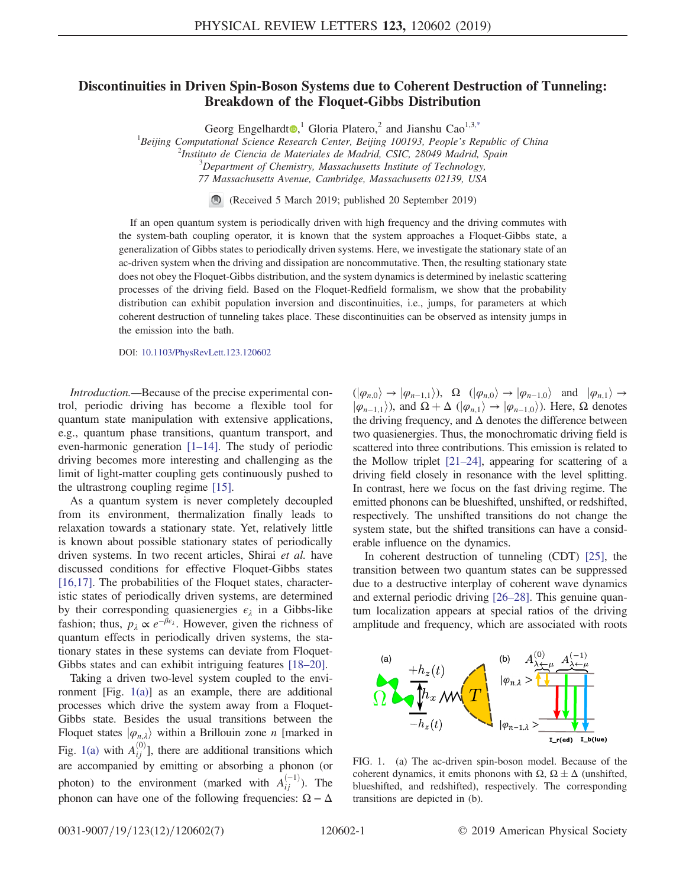# Discontinuities in Driven Spin-Boson Systems due to Coherent Destruction of Tunneling: Breakdown of the Floquet-Gibbs Distribution

Georg Engelhardt,[1] Gloria Platero,[2] and Jianshu Cao[1,3,*]

[1]Beijing Computational Science Research Center, Beijing 100193, People's Republic of China
[2]Instituto de Ciencia de Materiales de Madrid, CSIC, 28049 Madrid, Spain
[3]Department of Chemistry, Massachusetts Institute of Technology, 77 Massachusetts Avenue, Cambridge, Massachusetts 02139, USA

(Received 5 March 2019; published 20 September 2019)

If an open quantum system is periodically driven with high frequency and the driving commutes with the system-bath coupling operator, it is known that the system approaches a Floquet-Gibbs state, a generalization of Gibbs states to periodically driven systems. Here, we investigate the stationary state of an ac-driven system when the driving and dissipation are noncommutative. Then, the resulting stationary state does not obey the Floquet-Gibbs distribution, and the system dynamics is determined by inelastic scattering processes of the driving field. Based on the Floquet-Redfield formalism, we show that the probability distribution can exhibit population inversion and discontinuities, i.e., jumps, for parameters at which coherent destruction of tunneling takes place. These discontinuities can be observed as intensity jumps in the emission into the bath.

DOI: 10.1103/PhysRevLett.123.120602

*Introduction.*—Because of the precise experimental control, periodic driving has become a flexible tool for quantum state manipulation with extensive applications, e.g., quantum phase transitions, quantum transport, and even-harmonic generation [1–14]. The study of periodic driving becomes more interesting and challenging as the limit of light-matter coupling gets continuously pushed to the ultrastrong coupling regime [15].

As a quantum system is never completely decoupled from its environment, thermalization finally leads to relaxation towards a stationary state. Yet, relatively little is known about possible stationary states of periodically driven systems. In two recent articles, Shirai *et al.* have discussed conditions for effective Floquet-Gibbs states [16,17]. The probabilities of the Floquet states, characteristic states of periodically driven systems, are determined by their corresponding quasienergies $\epsilon_\lambda$ in a Gibbs-like fashion; thus, $p_\lambda \propto e^{-\beta\epsilon_\lambda}$. However, given the richness of quantum effects in periodically driven systems, the stationary states in these systems can deviate from Floquet-Gibbs states and can exhibit intriguing features [18–20].

Taking a driven two-level system coupled to the environment [Fig. 1(a)] as an example, there are additional processes which drive the system away from a Floquet-Gibbs state. Besides the usual transitions between the Floquet states $|\varphi_{n,\lambda}\rangle$ within a Brillouin zone $n$ [marked in Fig. 1(a) with $A_{ij}^{(0)}$], there are additional transitions which are accompanied by emitting or absorbing a phonon (or photon) to the environment (marked with $A_{ij}^{(-1)}$). The phonon can have one of the following frequencies: $\Omega - \Delta$ ($|\varphi_{n,0}\rangle \to |\varphi_{n-1,1}\rangle$), $\Omega$ ($|\varphi_{n,0}\rangle \to |\varphi_{n-1,0}\rangle$ and $|\varphi_{n,1}\rangle \to |\varphi_{n-1,1}\rangle$), and $\Omega + \Delta$ ($|\varphi_{n,1}\rangle \to |\varphi_{n-1,0}\rangle$). Here, $\Omega$ denotes the driving frequency, and $\Delta$ denotes the difference between two quasienergies. Thus, the monochromatic driving field is scattered into three contributions. This emission is related to the Mollow triplet [21–24], appearing for scattering of a driving field closely in resonance with the level splitting. In contrast, here we focus on the fast driving regime. The emitted phonons can be blueshifted, unshifted, or redshifted, respectively. The unshifted transitions do not change the system state, but the shifted transitions can have a considerable influence on the dynamics.

In coherent destruction of tunneling (CDT) [25], the transition between two quantum states can be suppressed due to a destructive interplay of coherent wave dynamics and external periodic driving [26–28]. This genuine quantum localization appears at special ratios of the driving amplitude and frequency, which are associated with roots

FIG. 1. (a) The ac-driven spin-boson model. Because of the coherent dynamics, it emits phonons with $\Omega$, $\Omega \pm \Delta$ (unshifted, blueshifted, and redshifted), respectively. The corresponding transitions are depicted in (b).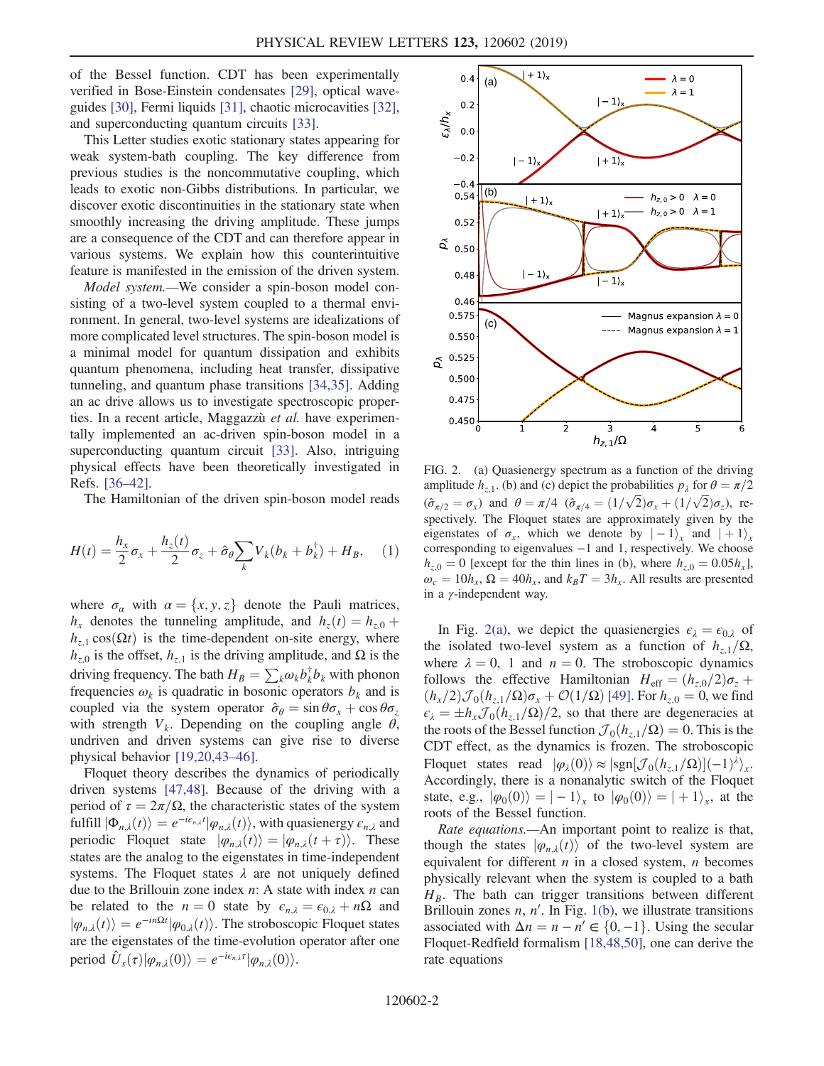of the Bessel function. CDT has been experimentally verified in Bose-Einstein condensates [29], optical waveguides [30], Fermi liquids [31], chaotic microcavities [32], and superconducting quantum circuits [33].

This Letter studies exotic stationary states appearing for weak system-bath coupling. The key difference from previous studies is the noncommutative coupling, which leads to exotic non-Gibbs distributions. In particular, we discover exotic discontinuities in the stationary state when smoothly increasing the driving amplitude. These jumps are a consequence of the CDT and can therefore appear in various systems. We explain how this counterintuitive feature is manifested in the emission of the driven system.

*Model system.*—We consider a spin-boson model consisting of a two-level system coupled to a thermal environment. In general, two-level systems are idealizations of more complicated level structures. The spin-boson model is a minimal model for quantum dissipation and exhibits quantum phenomena, including heat transfer, dissipative tunneling, and quantum phase transitions [34,35]. Adding an ac drive allows us to investigate spectroscopic properties. In a recent article, Maggazzù *et al.* have experimentally implemented an ac-driven spin-boson model in a superconducting quantum circuit [33]. Also, intriguing physical effects have been theoretically investigated in Refs. [36–42].

The Hamiltonian of the driven spin-boson model reads

$$H(t) = \frac{h_x}{2}\sigma_x + \frac{h_z(t)}{2}\sigma_z + \hat{\sigma}_\theta \sum_k V_k (b_k + b_k^\dagger) + H_B, \quad (1)$$

where $\sigma_\alpha$ with $\alpha = \{x, y, z\}$ denote the Pauli matrices, $h_x$ denotes the tunneling amplitude, and $h_z(t) = h_{z,0} + h_{z,1}\cos(\Omega t)$ is the time-dependent on-site energy, where $h_{z,0}$ is the offset, $h_{z,1}$ is the driving amplitude, and $\Omega$ is the driving frequency. The bath $H_B = \sum_k \omega_k b_k^\dagger b_k$ with phonon frequencies $\omega_k$ is quadratic in bosonic operators $b_k$ and is coupled via the system operator $\hat{\sigma}_\theta = \sin\theta\sigma_x + \cos\theta\sigma_z$ with strength $V_k$. Depending on the coupling angle $\theta$, undriven and driven systems can give rise to diverse physical behavior [19,20,43–46].

Floquet theory describes the dynamics of periodically driven systems [47,48]. Because of the driving with a period of $\tau = 2\pi/\Omega$, the characteristic states of the system fulfill $|\Phi_{n,\lambda}(t)\rangle = e^{-i\epsilon_{n,\lambda}t}|\varphi_{n,\lambda}(t)\rangle$, with quasienergy $\epsilon_{n,\lambda}$ and periodic Floquet state $|\varphi_{n,\lambda}(t)\rangle = |\varphi_{n,\lambda}(t+\tau)\rangle$. These states are the analog to the eigenstates in time-independent systems. The Floquet states $\lambda$ are not uniquely defined due to the Brillouin zone index $n$: A state with index $n$ can be related to the $n = 0$ state by $\epsilon_{n,\lambda} = \epsilon_{0,\lambda} + n\Omega$ and $|\varphi_{n,\lambda}(t)\rangle = e^{-in\Omega t}|\varphi_{0,\lambda}(t)\rangle$. The stroboscopic Floquet states are the eigenstates of the time-evolution operator after one period $\hat{U}_s(\tau)|\varphi_{n,\lambda}(0)\rangle = e^{-i\epsilon_{n,\lambda}\tau}|\varphi_{n,\lambda}(0)\rangle$.

FIG. 2. (a) Quasienergy spectrum as a function of the driving amplitude $h_{z,1}$. (b) and (c) depict the probabilities $p_\lambda$ for $\theta = \pi/2$ ($\hat{\sigma}_{\pi/2} = \sigma_x$) and $\theta = \pi/4$ ($\hat{\sigma}_{\pi/4} = (1/\sqrt{2})\sigma_x + (1/\sqrt{2})\sigma_z$), respectively. The Floquet states are approximately given by the eigenstates of $\sigma_x$, which we denote by $|-1\rangle_x$ and $|+1\rangle_x$ corresponding to eigenvalues $-1$ and 1, respectively. We choose $h_{z,0} = 0$ [except for the thin lines in (b), where $h_{z,0} = 0.05h_x$], $\omega_c = 10h_x$, $\Omega = 40h_x$, and $k_BT = 3h_x$. All results are presented in a $\gamma$-independent way.

In Fig. 2(a), we depict the quasienergies $\epsilon_\lambda = \epsilon_{0,\lambda}$ of the isolated two-level system as a function of $h_{z,1}/\Omega$, where $\lambda = 0$, 1 and $n = 0$. The stroboscopic dynamics follows the effective Hamiltonian $H_{\rm eff} = (h_{z,0}/2)\sigma_z + (h_x/2)\mathcal{J}_0(h_{z,1}/\Omega)\sigma_x + \mathcal{O}(1/\Omega)$ [49]. For $h_{z,0} = 0$, we find $\epsilon_\lambda = \pm h_x\mathcal{J}_0(h_{z,1}/\Omega)/2$, so that there are degeneracies at the roots of the Bessel function $\mathcal{J}_0(h_{z,1}/\Omega) = 0$. This is the CDT effect, as the dynamics is frozen. The stroboscopic Floquet states read $|\varphi_\lambda(0)\rangle \approx |{\rm sgn}[\mathcal{J}_0(h_{z,1}/\Omega)](-1)^\lambda\rangle_x$. Accordingly, there is a nonanalytic switch of the Floquet state, e.g., $|\varphi_0(0)\rangle = |-1\rangle_x$ to $|\varphi_0(0)\rangle = |+1\rangle_x$, at the roots of the Bessel function.

*Rate equations.*—An important point to realize is that, though the states $|\varphi_{n,\lambda}(t)\rangle$ of the two-level system are equivalent for different $n$ in a closed system, $n$ becomes physically relevant when the system is coupled to a bath $H_B$. The bath can trigger transitions between different Brillouin zones $n$, $n'$. In Fig. 1(b), we illustrate transitions associated with $\Delta n = n - n' \in \{0, -1\}$. Using the secular Floquet-Redfield formalism [18,48,50], one can derive the rate equations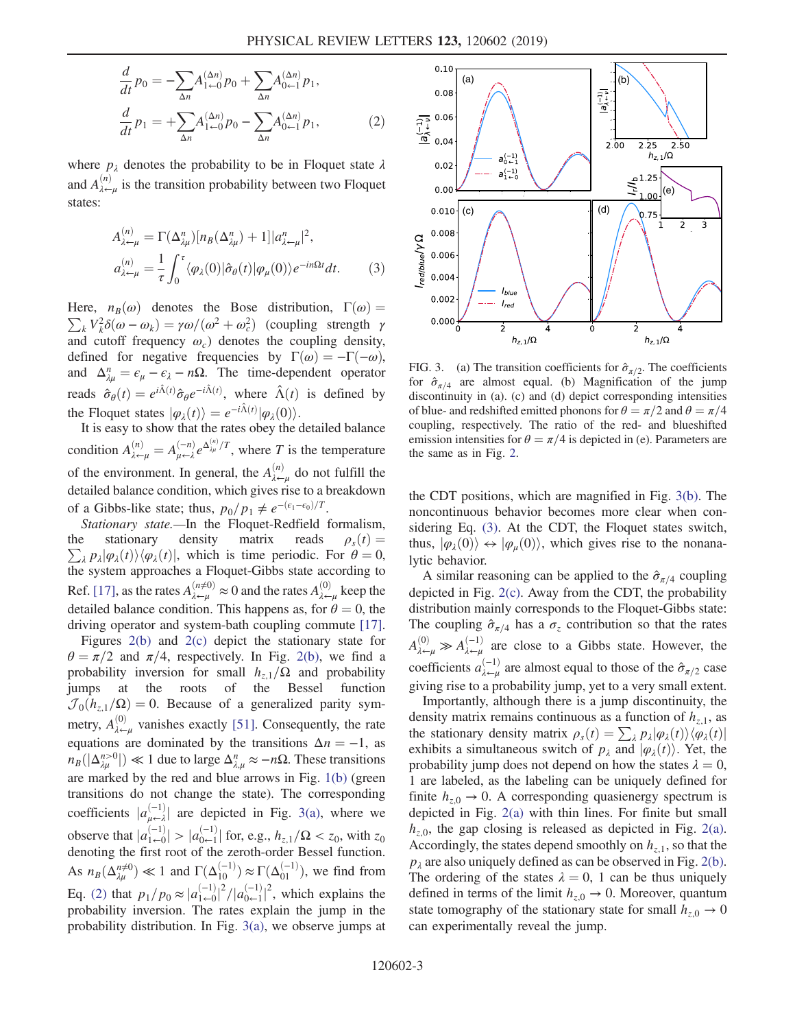$$\frac{d}{dt}p_0 = -\sum_{\Delta n} A_{1\leftarrow 0}^{(\Delta n)} p_0 + \sum_{\Delta n} A_{0\leftarrow 1}^{(\Delta n)} p_1,$$

$$\frac{d}{dt}p_1 = +\sum_{\Delta n} A_{1\leftarrow 0}^{(\Delta n)} p_0 - \sum_{\Delta n} A_{0\leftarrow 1}^{(\Delta n)} p_1, \tag{2}$$

where $p_\lambda$ denotes the probability to be in Floquet state $\lambda$ and $A_{\lambda\leftarrow\mu}^{(n)}$ is the transition probability between two Floquet states:

$$A_{\lambda\leftarrow\mu}^{(n)} = \Gamma(\Delta_{\lambda\mu}^{n})[n_B(\Delta_{\lambda\mu}^{n}) + 1]|a_{\lambda\leftarrow\mu}^{n}|^2,$$

$$a_{\lambda\leftarrow\mu}^{(n)} = \frac{1}{\tau}\int_0^\tau \langle\varphi_\lambda(0)|\hat{\sigma}_\theta(t)|\varphi_\mu(0)\rangle e^{-in\Omega t}dt. \tag{3}$$

Here, $n_B(\omega)$ denotes the Bose distribution, $\Gamma(\omega) = \sum_k V_k^2 \delta(\omega - \omega_k) = \gamma\omega/(\omega^2 + \omega_c^2)$ (coupling strength $\gamma$ and cutoff frequency $\omega_c$) denotes the coupling density, defined for negative frequencies by $\Gamma(\omega) = -\Gamma(-\omega)$, and $\Delta_{\lambda\mu}^{n} = \epsilon_\mu - \epsilon_\lambda - n\Omega$. The time-dependent operator reads $\hat{\sigma}_\theta(t) = e^{i\hat{\Lambda}(t)}\hat{\sigma}_\theta e^{-i\hat{\Lambda}(t)}$, where $\hat{\Lambda}(t)$ is defined by the Floquet states $|\varphi_\lambda(t)\rangle = e^{-i\hat{\Lambda}(t)}|\varphi_\lambda(0)\rangle$.

It is easy to show that the rates obey the detailed balance condition $A_{\lambda\leftarrow\mu}^{(n)} = A_{\mu\leftarrow\lambda}^{(-n)} e^{\Delta_{\lambda\mu}^{(n)}/T}$, where $T$ is the temperature of the environment. In general, the $A_{\lambda\leftarrow\mu}^{(n)}$ do not fulfill the detailed balance condition, which gives rise to a breakdown of a Gibbs-like state; thus, $p_0/p_1 \neq e^{-(\epsilon_1 - \epsilon_0)/T}$.

*Stationary state.*—In the Floquet-Redfield formalism, the stationary density matrix reads $\rho_s(t) = \sum_\lambda p_\lambda |\varphi_\lambda(t)\rangle\langle\varphi_\lambda(t)|$, which is time periodic. For $\theta = 0$, the system approaches a Floquet-Gibbs state according to Ref. [17], as the rates $A_{\lambda\leftarrow\mu}^{(n\neq 0)} \approx 0$ and the rates $A_{\lambda\leftarrow\mu}^{(0)}$ keep the detailed balance condition. This happens as, for $\theta = 0$, the driving operator and system-bath coupling commute [17].

Figures 2(b) and 2(c) depict the stationary state for $\theta = \pi/2$ and $\pi/4$, respectively. In Fig. 2(b), we find a probability inversion for small $h_{z,1}/\Omega$ and probability jumps at the roots of the Bessel function $\mathcal{J}_0(h_{z,1}/\Omega) = 0$. Because of a generalized parity symmetry, $A_{\lambda\leftarrow\mu}^{(0)}$ vanishes exactly [51]. Consequently, the rate equations are dominated by the transitions $\Delta n = -1$, as $n_B(|\Delta_{\lambda\mu}^{n>0}|) \ll 1$ due to large $\Delta_{\lambda\mu}^{n} \approx -n\Omega$. These transitions are marked by the red and blue arrows in Fig. 1(b) (green transitions do not change the state). The corresponding coefficients $|a_{\mu\leftarrow\lambda}^{(-1)}|$ are depicted in Fig. 3(a), where we observe that $|a_{1\leftarrow 0}^{(-1)}| > |a_{0\leftarrow 1}^{(-1)}|$ for, e.g., $h_{z,1}/\Omega < z_0$, with $z_0$ denoting the first root of the zeroth-order Bessel function. As $n_B(\Delta_{\lambda\mu}^{n\neq 0}) \ll 1$ and $\Gamma(\Delta_{10}^{(-1)}) \approx \Gamma(\Delta_{01}^{(-1)})$, we find from Eq. (2) that $p_1/p_0 \approx |a_{1\leftarrow 0}^{(-1)}|^2/|a_{0\leftarrow 1}^{(-1)}|^2$, which explains the probability inversion. The rates explain the jump in the probability distribution. In Fig. 3(a), we observe jumps at the CDT positions, which are magnified in Fig. 3(b). The noncontinuous behavior becomes more clear when considering Eq. (3). At the CDT, the Floquet states switch, thus, $|\varphi_\lambda(0)\rangle \leftrightarrow |\varphi_\mu(0)\rangle$, which gives rise to the nonanalytic behavior.

FIG. 3. (a) The transition coefficients for $\hat{\sigma}_{\pi/2}$. The coefficients for $\hat{\sigma}_{\pi/4}$ are almost equal. (b) Magnification of the jump discontinuity in (a). (c) and (d) depict corresponding intensities of blue- and redshifted emitted phonons for $\theta = \pi/2$ and $\theta = \pi/4$ coupling, respectively. The ratio of the red- and blueshifted emission intensities for $\theta = \pi/4$ is depicted in (e). Parameters are the same as in Fig. 2.

A similar reasoning can be applied to the $\hat{\sigma}_{\pi/4}$ coupling depicted in Fig. 2(c). Away from the CDT, the probability distribution mainly corresponds to the Floquet-Gibbs state: The coupling $\hat{\sigma}_{\pi/4}$ has a $\sigma_z$ contribution so that the rates $A_{\lambda\leftarrow\mu}^{(0)} \gg A_{\lambda\leftarrow\mu}^{(-1)}$ are close to a Gibbs state. However, the coefficients $a_{\lambda\leftarrow\mu}^{(-1)}$ are almost equal to those of the $\hat{\sigma}_{\pi/2}$ case giving rise to a probability jump, yet to a very small extent.

Importantly, although there is a jump discontinuity, the density matrix remains continuous as a function of $h_{z,1}$, as the stationary density matrix $\rho_s(t) = \sum_\lambda p_\lambda |\varphi_\lambda(t)\rangle\langle\varphi_\lambda(t)|$ exhibits a simultaneous switch of $p_\lambda$ and $|\varphi_\lambda(t)\rangle$. Yet, the probability jump does not depend on how the states $\lambda = 0$, 1 are labeled, as the labeling can be uniquely defined for finite $h_{z,0} \to 0$. A corresponding quasienergy spectrum is depicted in Fig. 2(a) with thin lines. For finite but small $h_{z,0}$, the gap closing is released as depicted in Fig. 2(a). Accordingly, the states depend smoothly on $h_{z,1}$, so that the $p_\lambda$ are also uniquely defined as can be observed in Fig. 2(b). The ordering of the states $\lambda = 0$, 1 can be thus uniquely defined in terms of the limit $h_{z,0} \to 0$. Moreover, quantum state tomography of the stationary state for small $h_{z,0} \to 0$ can experimentally reveal the jump.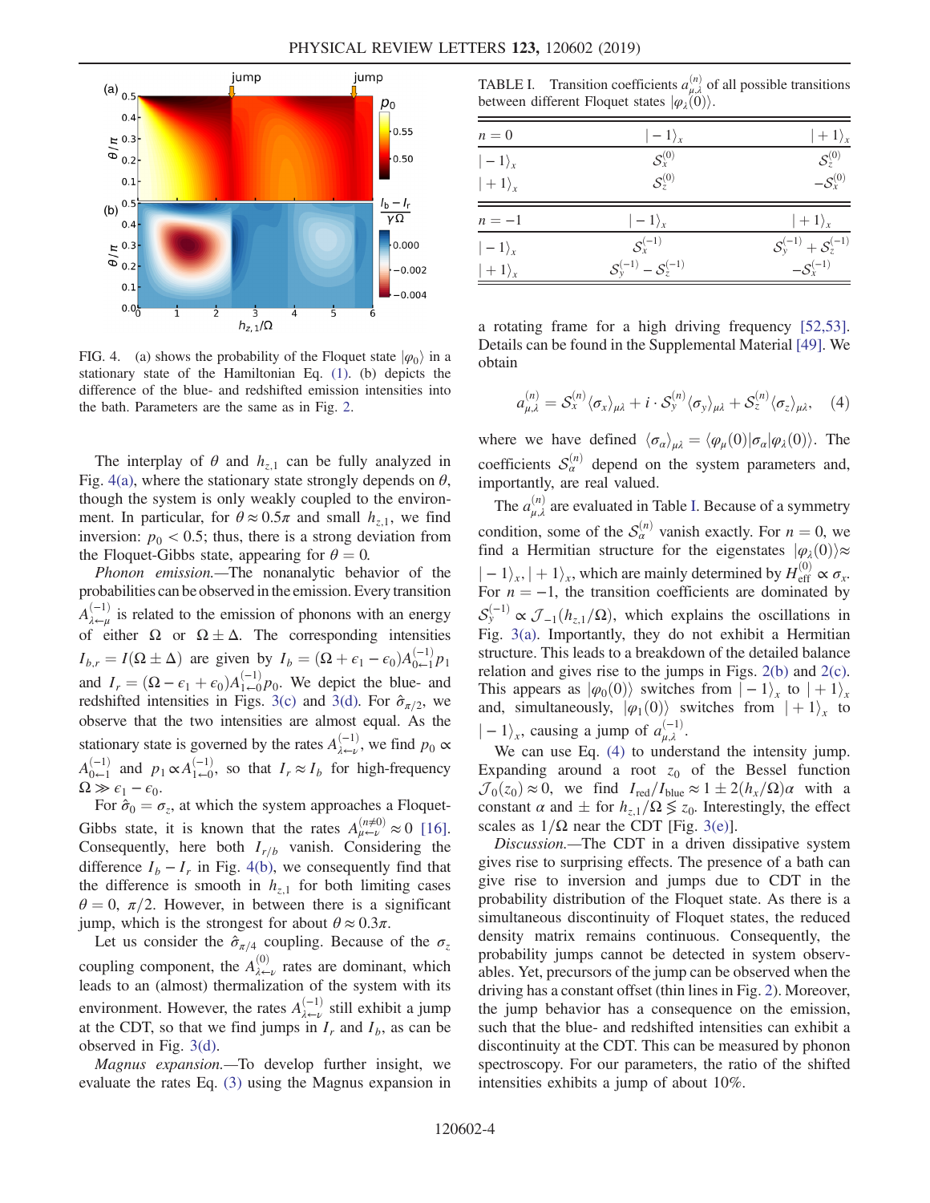FIG. 4. (a) shows the probability of the Floquet state $|\varphi_0\rangle$ in a stationary state of the Hamiltonian Eq. (1). (b) depicts the difference of the blue- and redshifted emission intensities into the bath. Parameters are the same as in Fig. 2.

The interplay of $\theta$ and $h_{z,1}$ can be fully analyzed in Fig. 4(a), where the stationary state strongly depends on $\theta$, though the system is only weakly coupled to the environment. In particular, for $\theta \approx 0.5\pi$ and small $h_{z,1}$, we find inversion: $p_0 < 0.5$; thus, there is a strong deviation from the Floquet-Gibbs state, appearing for $\theta = 0$.

*Phonon emission.*—The nonanalytic behavior of the probabilities can be observed in the emission. Every transition $A^{(-1)}_{\lambda\leftarrow\mu}$ is related to the emission of phonons with an energy of either $\Omega$ or $\Omega \pm \Delta$. The corresponding intensities $I_{b,r} = I(\Omega \pm \Delta)$ are given by $I_b = (\Omega + \epsilon_1 - \epsilon_0)A^{(-1)}_{0\leftarrow 1}p_1$ and $I_r = (\Omega - \epsilon_1 + \epsilon_0)A^{(-1)}_{1\leftarrow 0}p_0$. We depict the blue- and redshifted intensities in Figs. 3(c) and 3(d). For $\hat{\sigma}_{\pi/2}$, we observe that the two intensities are almost equal. As the stationary state is governed by the rates $A^{(-1)}_{\lambda\leftarrow\nu}$, we find $p_0 \propto A^{(-1)}_{0\leftarrow 1}$ and $p_1 \propto A^{(-1)}_{1\leftarrow 0}$, so that $I_r \approx I_b$ for high-frequency $\Omega \gg \epsilon_1 - \epsilon_0$.

For $\hat{\sigma}_0 = \sigma_z$, at which the system approaches a Floquet-Gibbs state, it is known that the rates $A^{(n\neq 0)}_{\mu\leftarrow\nu} \approx 0$ [16]. Consequently, here both $I_{r/b}$ vanish. Considering the difference $I_b - I_r$ in Fig. 4(b), we consequently find that the difference is smooth in $h_{z,1}$ for both limiting cases $\theta = 0$, $\pi/2$. However, in between there is a significant jump, which is the strongest for about $\theta \approx 0.3\pi$.

Let us consider the $\hat{\sigma}_{\pi/4}$ coupling. Because of the $\sigma_z$ coupling component, the $A^{(0)}_{\lambda\leftarrow\nu}$ rates are dominant, which leads to an (almost) thermalization of the system with its environment. However, the rates $A^{(-1)}_{\lambda\leftarrow\nu}$ still exhibit a jump at the CDT, so that we find jumps in $I_r$ and $I_b$, as can be observed in Fig. 3(d).

*Magnus expansion.*—To develop further insight, we evaluate the rates Eq. (3) using the Magnus expansion in a rotating frame for a high driving frequency [52,53]. Details can be found in the Supplemental Material [49]. We obtain

$$a^{(n)}_{\mu,\lambda} = \mathcal{S}^{(n)}_x \langle\sigma_x\rangle_{\mu\lambda} + i \cdot \mathcal{S}^{(n)}_y \langle\sigma_y\rangle_{\mu\lambda} + \mathcal{S}^{(n)}_z \langle\sigma_z\rangle_{\mu\lambda}, \quad (4)$$

where we have defined $\langle\sigma_\alpha\rangle_{\mu\lambda} = \langle\varphi_\mu(0)|\sigma_\alpha|\varphi_\lambda(0)\rangle$. The coefficients $\mathcal{S}^{(n)}_\alpha$ depend on the system parameters and, importantly, are real valued.

TABLE I. Transition coefficients $a^{(n)}_{\mu,\lambda}$ of all possible transitions between different Floquet states $|\varphi_\lambda(0)\rangle$.

| $n = 0$ | $\lvert -1\rangle_x$ | $\lvert +1\rangle_x$ |
|---|---|---|
| $\lvert -1\rangle_x$ | $\mathcal{S}^{(0)}_x$ | $\mathcal{S}^{(0)}_z$ |
| $\lvert +1\rangle_x$ | $\mathcal{S}^{(0)}_z$ | $-\mathcal{S}^{(0)}_x$ |
| $n = -1$ | $\lvert -1\rangle_x$ | $\lvert +1\rangle_x$ |
| $\lvert -1\rangle_x$ | $\mathcal{S}^{(-1)}_x$ | $\mathcal{S}^{(-1)}_y + \mathcal{S}^{(-1)}_z$ |
| $\lvert +1\rangle_x$ | $\mathcal{S}^{(-1)}_y - \mathcal{S}^{(-1)}_z$ | $-\mathcal{S}^{(-1)}_x$ |

The $a^{(n)}_{\mu,\lambda}$ are evaluated in Table I. Because of a symmetry condition, some of the $\mathcal{S}^{(n)}_\alpha$ vanish exactly. For $n = 0$, we find a Hermitian structure for the eigenstates $|\varphi_\lambda(0)\rangle \approx |-1\rangle_x, |+1\rangle_x$, which are mainly determined by $H^{(0)}_{\text{eff}} \propto \sigma_x$. For $n = -1$, the transition coefficients are dominated by $\mathcal{S}^{(-1)}_y \propto \mathcal{J}_{-1}(h_{z,1}/\Omega)$, which explains the oscillations in Fig. 3(a). Importantly, they do not exhibit a Hermitian structure. This leads to a breakdown of the detailed balance relation and gives rise to the jumps in Figs. 2(b) and 2(c). This appears as $|\varphi_0(0)\rangle$ switches from $|-1\rangle_x$ to $|+1\rangle_x$ and, simultaneously, $|\varphi_1(0)\rangle$ switches from $|+1\rangle_x$ to $|-1\rangle_x$, causing a jump of $a^{(-1)}_{\mu,\lambda}$.

We can use Eq. (4) to understand the intensity jump. Expanding around a root $z_0$ of the Bessel function $\mathcal{J}_0(z_0) \approx 0$, we find $I_{\text{red}}/I_{\text{blue}} \approx 1 \pm 2(h_x/\Omega)\alpha$ with a constant $\alpha$ and $\pm$ for $h_{z,1}/\Omega \lessgtr z_0$. Interestingly, the effect scales as $1/\Omega$ near the CDT [Fig. 3(e)].

*Discussion.*—The CDT in a driven dissipative system gives rise to surprising effects. The presence of a bath can give rise to inversion and jumps due to CDT in the probability distribution of the Floquet state. As there is a simultaneous discontinuity of Floquet states, the reduced density matrix remains continuous. Consequently, the probability jumps cannot be detected in system observables. Yet, precursors of the jump can be observed when the driving has a constant offset (thin lines in Fig. 2). Moreover, the jump behavior has a consequence on the emission, such that the blue- and redshifted intensities can exhibit a discontinuity at the CDT. This can be measured by phonon spectroscopy. For our parameters, the ratio of the shifted intensities exhibits a jump of about 10%.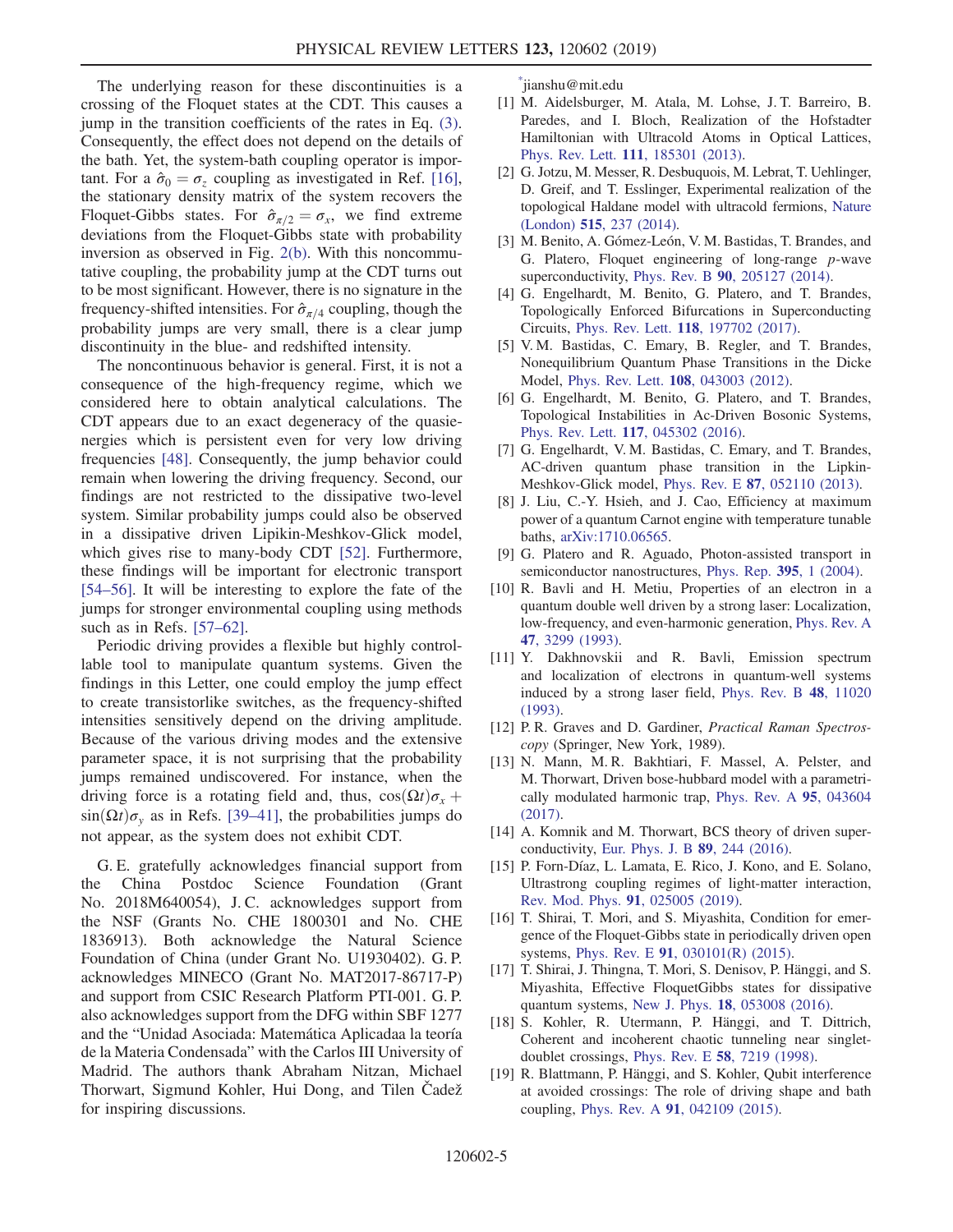The underlying reason for these discontinuities is a crossing of the Floquet states at the CDT. This causes a jump in the transition coefficients of the rates in Eq. (3). Consequently, the effect does not depend on the details of the bath. Yet, the system-bath coupling operator is important. For a $\hat{\sigma}_0 = \sigma_z$ coupling as investigated in Ref. [16], the stationary density matrix of the system recovers the Floquet-Gibbs states. For $\hat{\sigma}_{\pi/2} = \sigma_x$, we find extreme deviations from the Floquet-Gibbs state with probability inversion as observed in Fig. 2(b). With this noncommutative coupling, the probability jump at the CDT turns out to be most significant. However, there is no signature in the frequency-shifted intensities. For $\hat{\sigma}_{\pi/4}$ coupling, though the probability jumps are very small, there is a clear jump discontinuity in the blue- and redshifted intensity.

The noncontinuous behavior is general. First, it is not a consequence of the high-frequency regime, which we considered here to obtain analytical calculations. The CDT appears due to an exact degeneracy of the quasienergies which is persistent even for very low driving frequencies [48]. Consequently, the jump behavior could remain when lowering the driving frequency. Second, our findings are not restricted to the dissipative two-level system. Similar probability jumps could also be observed in a dissipative driven Lipikin-Meshkov-Glick model, which gives rise to many-body CDT [52]. Furthermore, these findings will be important for electronic transport [54–56]. It will be interesting to explore the fate of the jumps for stronger environmental coupling using methods such as in Refs. [57–62].

Periodic driving provides a flexible but highly controllable tool to manipulate quantum systems. Given the findings in this Letter, one could employ the jump effect to create transistorlike switches, as the frequency-shifted intensities sensitively depend on the driving amplitude. Because of the various driving modes and the extensive parameter space, it is not surprising that the probability jumps remained undiscovered. For instance, when the driving force is a rotating field and, thus, $\cos(\Omega t)\sigma_x + \sin(\Omega t)\sigma_y$ as in Refs. [39–41], the probabilities jumps do not appear, as the system does not exhibit CDT.

G. E. gratefully acknowledges financial support from the China Postdoc Science Foundation (Grant No. 2018M640054), J. C. acknowledges support from the NSF (Grants No. CHE 1800301 and No. CHE 1836913). Both acknowledge the Natural Science Foundation of China (under Grant No. U1930402). G. P. acknowledges MINECO (Grant No. MAT2017-86717-P) and support from CSIC Research Platform PTI-001. G. P. also acknowledges support from the DFG within SBF 1277 and the "Unidad Asociada: Matemática Aplicadaa la teoría de la Materia Condensada" with the Carlos III University of Madrid. The authors thank Abraham Nitzan, Michael Thorwart, Sigmund Kohler, Hui Dong, and Tilen Čadež for inspiring discussions.

*jianshu@mit.edu

[1] M. Aidelsburger, M. Atala, M. Lohse, J. T. Barreiro, B. Paredes, and I. Bloch, Realization of the Hofstadter Hamiltonian with Ultracold Atoms in Optical Lattices, Phys. Rev. Lett. **111**, 185301 (2013).

[2] G. Jotzu, M. Messer, R. Desbuquois, M. Lebrat, T. Uehlinger, D. Greif, and T. Esslinger, Experimental realization of the topological Haldane model with ultracold fermions, Nature (London) **515**, 237 (2014).

[3] M. Benito, A. Gómez-León, V. M. Bastidas, T. Brandes, and G. Platero, Floquet engineering of long-range $p$-wave superconductivity, Phys. Rev. B **90**, 205127 (2014).

[4] G. Engelhardt, M. Benito, G. Platero, and T. Brandes, Topologically Enforced Bifurcations in Superconducting Circuits, Phys. Rev. Lett. **118**, 197702 (2017).

[5] V. M. Bastidas, C. Emary, B. Regler, and T. Brandes, Nonequilibrium Quantum Phase Transitions in the Dicke Model, Phys. Rev. Lett. **108**, 043003 (2012).

[6] G. Engelhardt, M. Benito, G. Platero, and T. Brandes, Topological Instabilities in Ac-Driven Bosonic Systems, Phys. Rev. Lett. **117**, 045302 (2016).

[7] G. Engelhardt, V. M. Bastidas, C. Emary, and T. Brandes, AC-driven quantum phase transition in the Lipkin-Meshkov-Glick model, Phys. Rev. E **87**, 052110 (2013).

[8] J. Liu, C.-Y. Hsieh, and J. Cao, Efficiency at maximum power of a quantum Carnot engine with temperature tunable baths, arXiv:1710.06565.

[9] G. Platero and R. Aguado, Photon-assisted transport in semiconductor nanostructures, Phys. Rep. **395**, 1 (2004).

[10] R. Bavli and H. Metiu, Properties of an electron in a quantum double well driven by a strong laser: Localization, low-frequency, and even-harmonic generation, Phys. Rev. A **47**, 3299 (1993).

[11] Y. Dakhnovskii and R. Bavli, Emission spectrum and localization of electrons in quantum-well systems induced by a strong laser field, Phys. Rev. B **48**, 11020 (1993).

[12] P. R. Graves and D. Gardiner, *Practical Raman Spectroscopy* (Springer, New York, 1989).

[13] N. Mann, M. R. Bakhtiari, F. Massel, A. Pelster, and M. Thorwart, Driven bose-hubbard model with a parametrically modulated harmonic trap, Phys. Rev. A **95**, 043604 (2017).

[14] A. Komnik and M. Thorwart, BCS theory of driven superconductivity, Eur. Phys. J. B **89**, 244 (2016).

[15] P. Forn-Díaz, L. Lamata, E. Rico, J. Kono, and E. Solano, Ultrastrong coupling regimes of light-matter interaction, Rev. Mod. Phys. **91**, 025005 (2019).

[16] T. Shirai, T. Mori, and S. Miyashita, Condition for emergence of the Floquet-Gibbs state in periodically driven open systems, Phys. Rev. E **91**, 030101(R) (2015).

[17] T. Shirai, J. Thingna, T. Mori, S. Denisov, P. Hänggi, and S. Miyashita, Effective FloquetGibbs states for dissipative quantum systems, New J. Phys. **18**, 053008 (2016).

[18] S. Kohler, R. Utermann, P. Hänggi, and T. Dittrich, Coherent and incoherent chaotic tunneling near singlet-doublet crossings, Phys. Rev. E **58**, 7219 (1998).

[19] R. Blattmann, P. Hänggi, and S. Kohler, Qubit interference at avoided crossings: The role of driving shape and bath coupling, Phys. Rev. A **91**, 042109 (2015).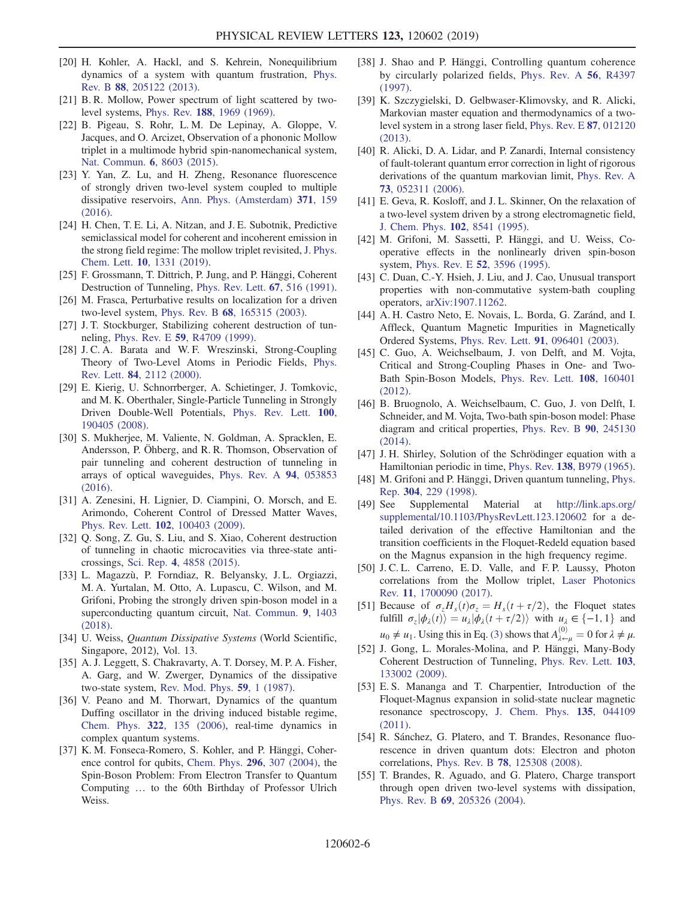[20] H. Kohler, A. Hackl, and S. Kehrein, Nonequilibrium dynamics of a system with quantum frustration, Phys. Rev. B **88**, 205122 (2013).

[21] B. R. Mollow, Power spectrum of light scattered by two-level systems, Phys. Rev. **188**, 1969 (1969).

[22] B. Pigeau, S. Rohr, L. M. De Lepinay, A. Gloppe, V. Jacques, and O. Arcizet, Observation of a phononic Mollow triplet in a multimode hybrid spin-nanomechanical system, Nat. Commun. **6**, 8603 (2015).

[23] Y. Yan, Z. Lu, and H. Zheng, Resonance fluorescence of strongly driven two-level system coupled to multiple dissipative reservoirs, Ann. Phys. (Amsterdam) **371**, 159 (2016).

[24] H. Chen, T. E. Li, A. Nitzan, and J. E. Subotnik, Predictive semiclassical model for coherent and incoherent emission in the strong field regime: The mollow triplet revisited, J. Phys. Chem. Lett. **10**, 1331 (2019).

[25] F. Grossmann, T. Dittrich, P. Jung, and P. Hänggi, Coherent Destruction of Tunneling, Phys. Rev. Lett. **67**, 516 (1991).

[26] M. Frasca, Perturbative results on localization for a driven two-level system, Phys. Rev. B **68**, 165315 (2003).

[27] J. T. Stockburger, Stabilizing coherent destruction of tunneling, Phys. Rev. E **59**, R4709 (1999).

[28] J. C. A. Barata and W. F. Wreszinski, Strong-Coupling Theory of Two-Level Atoms in Periodic Fields, Phys. Rev. Lett. **84**, 2112 (2000).

[29] E. Kierig, U. Schnorrberger, A. Schietinger, J. Tomkovic, and M. K. Oberthaler, Single-Particle Tunneling in Strongly Driven Double-Well Potentials, Phys. Rev. Lett. **100**, 190405 (2008).

[30] S. Mukherjee, M. Valiente, N. Goldman, A. Spracklen, E. Andersson, P. Öhberg, and R. R. Thomson, Observation of pair tunneling and coherent destruction of tunneling in arrays of optical waveguides, Phys. Rev. A **94**, 053853 (2016).

[31] A. Zenesini, H. Lignier, D. Ciampini, O. Morsch, and E. Arimondo, Coherent Control of Dressed Matter Waves, Phys. Rev. Lett. **102**, 100403 (2009).

[32] Q. Song, Z. Gu, S. Liu, and S. Xiao, Coherent destruction of tunneling in chaotic microcavities via three-state anti-crossings, Sci. Rep. **4**, 4858 (2015).

[33] L. Magazzù, P. Forndiaz, R. Belyansky, J. L. Orgiazzi, M. A. Yurtalan, M. Otto, A. Lupascu, C. Wilson, and M. Grifoni, Probing the strongly driven spin-boson model in a superconducting quantum circuit, Nat. Commun. **9**, 1403 (2018).

[34] U. Weiss, *Quantum Dissipative Systems* (World Scientific, Singapore, 2012), Vol. 13.

[35] A. J. Leggett, S. Chakravarty, A. T. Dorsey, M. P. A. Fisher, A. Garg, and W. Zwerger, Dynamics of the dissipative two-state system, Rev. Mod. Phys. **59**, 1 (1987).

[36] V. Peano and M. Thorwart, Dynamics of the quantum Duffing oscillator in the driving induced bistable regime, Chem. Phys. **322**, 135 (2006), real-time dynamics in complex quantum systems.

[37] K. M. Fonseca-Romero, S. Kohler, and P. Hänggi, Coherence control for qubits, Chem. Phys. **296**, 307 (2004), the Spin-Boson Problem: From Electron Transfer to Quantum Computing … to the 60th Birthday of Professor Ulrich Weiss.

[38] J. Shao and P. Hänggi, Controlling quantum coherence by circularly polarized fields, Phys. Rev. A **56**, R4397 (1997).

[39] K. Szczygielski, D. Gelbwaser-Klimovsky, and R. Alicki, Markovian master equation and thermodynamics of a two-level system in a strong laser field, Phys. Rev. E **87**, 012120 (2013).

[40] R. Alicki, D. A. Lidar, and P. Zanardi, Internal consistency of fault-tolerant quantum error correction in light of rigorous derivations of the quantum markovian limit, Phys. Rev. A **73**, 052311 (2006).

[41] E. Geva, R. Kosloff, and J. L. Skinner, On the relaxation of a two-level system driven by a strong electromagnetic field, J. Chem. Phys. **102**, 8541 (1995).

[42] M. Grifoni, M. Sassetti, P. Hänggi, and U. Weiss, Cooperative effects in the nonlinearly driven spin-boson system, Phys. Rev. E **52**, 3596 (1995).

[43] C. Duan, C.-Y. Hsieh, J. Liu, and J. Cao, Unusual transport properties with non-commutative system-bath coupling operators, arXiv:1907.11262.

[44] A. H. Castro Neto, E. Novais, L. Borda, G. Zaránd, and I. Affleck, Quantum Magnetic Impurities in Magnetically Ordered Systems, Phys. Rev. Lett. **91**, 096401 (2003).

[45] C. Guo, A. Weichselbaum, J. von Delft, and M. Vojta, Critical and Strong-Coupling Phases in One- and Two-Bath Spin-Boson Models, Phys. Rev. Lett. **108**, 160401 (2012).

[46] B. Bruognolo, A. Weichselbaum, C. Guo, J. von Delft, I. Schneider, and M. Vojta, Two-bath spin-boson model: Phase diagram and critical properties, Phys. Rev. B **90**, 245130 (2014).

[47] J. H. Shirley, Solution of the Schrödinger equation with a Hamiltonian periodic in time, Phys. Rev. **138**, B979 (1965).

[48] M. Grifoni and P. Hänggi, Driven quantum tunneling, Phys. Rep. **304**, 229 (1998).

[49] See Supplemental Material at http://link.aps.org/supplemental/10.1103/PhysRevLett.123.120602 for a detailed derivation of the effective Hamiltonian and the transition coefficients in the Floquet-Redeld equation based on the Magnus expansion in the high frequency regime.

[50] J. C. L. Carreno, E. D. Valle, and F. P. Laussy, Photon correlations from the Mollow triplet, Laser Photonics Rev. **11**, 1700090 (2017).

[51] Because of $\sigma_z H_s(t)\sigma_z = H_s(t+\tau/2)$, the Floquet states fulfill $\sigma_z|\phi_\lambda(t)\rangle = u_\lambda|\phi_\lambda(t+\tau/2)\rangle$ with $u_\lambda \in \{-1,1\}$ and $u_0 \neq u_1$. Using this in Eq. (3) shows that $A^{(0)}_{\lambda\leftarrow\mu} = 0$ for $\lambda \neq \mu$.

[52] J. Gong, L. Morales-Molina, and P. Hänggi, Many-Body Coherent Destruction of Tunneling, Phys. Rev. Lett. **103**, 133002 (2009).

[53] E. S. Mananga and T. Charpentier, Introduction of the Floquet-Magnus expansion in solid-state nuclear magnetic resonance spectroscopy, J. Chem. Phys. **135**, 044109 (2011).

[54] R. Sánchez, G. Platero, and T. Brandes, Resonance fluorescence in driven quantum dots: Electron and photon correlations, Phys. Rev. B **78**, 125308 (2008).

[55] T. Brandes, R. Aguado, and G. Platero, Charge transport through open driven two-level systems with dissipation, Phys. Rev. B **69**, 205326 (2004).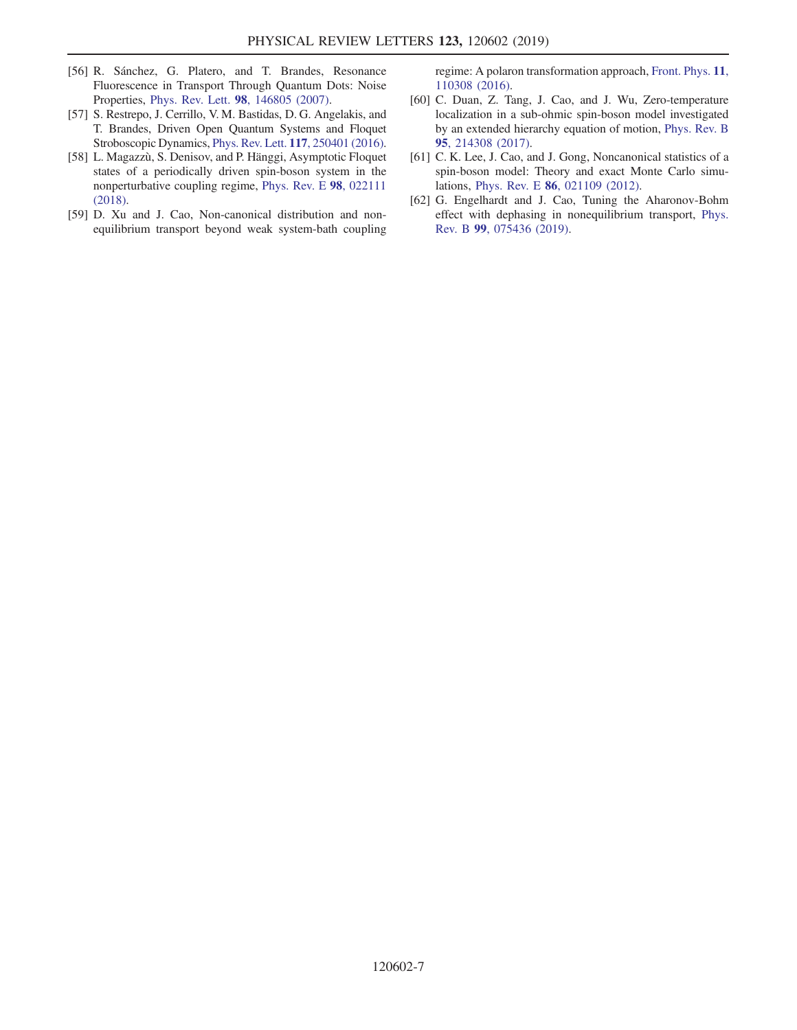[56] R. Sánchez, G. Platero, and T. Brandes, Resonance Fluorescence in Transport Through Quantum Dots: Noise Properties, Phys. Rev. Lett. **98**, 146805 (2007).

[57] S. Restrepo, J. Cerrillo, V. M. Bastidas, D. G. Angelakis, and T. Brandes, Driven Open Quantum Systems and Floquet Stroboscopic Dynamics, Phys. Rev. Lett. **117**, 250401 (2016).

[58] L. Magazzù, S. Denisov, and P. Hänggi, Asymptotic Floquet states of a periodically driven spin-boson system in the nonperturbative coupling regime, Phys. Rev. E **98**, 022111 (2018).

[59] D. Xu and J. Cao, Non-canonical distribution and non-equilibrium transport beyond weak system-bath coupling regime: A polaron transformation approach, Front. Phys. **11**, 110308 (2016).

[60] C. Duan, Z. Tang, J. Cao, and J. Wu, Zero-temperature localization in a sub-ohmic spin-boson model investigated by an extended hierarchy equation of motion, Phys. Rev. B **95**, 214308 (2017).

[61] C. K. Lee, J. Cao, and J. Gong, Noncanonical statistics of a spin-boson model: Theory and exact Monte Carlo simulations, Phys. Rev. E **86**, 021109 (2012).

[62] G. Engelhardt and J. Cao, Tuning the Aharonov-Bohm effect with dephasing in nonequilibrium transport, Phys. Rev. B **99**, 075436 (2019).